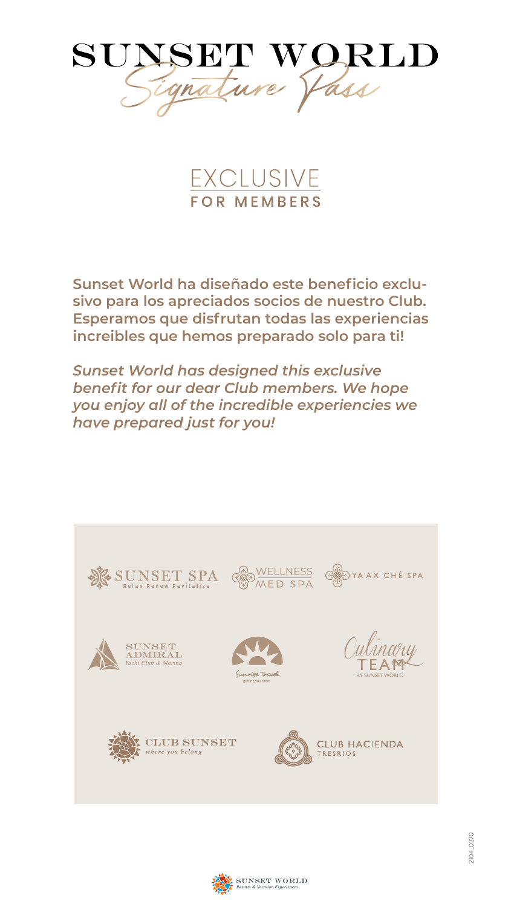# SUNSET WORLD

## Signature Pass

### EXCLUSIVE
### FOR MEMBERS

**Sunset World ha diseñado este beneficio exclusivo para los apreciados socios de nuestro Club. Esperamos que disfrutan todas las experiencias increibles que hemos preparado solo para ti!**

***Sunset World has designed this exclusive benefit for our dear Club members. We hope you enjoy all of the incredible experiencies we have prepared just for you!***

SUNSET SPA
Relax Renew Revitalize

WELLNESS MED SPA

YA'AX CHÉ SPA

SUNSET ADMIRAL
Yacht Club & Marina

Sunrise Travel
getting you there

Culinary TEAM
BY SUNSET WORLD

CLUB SUNSET
where you belong

CLUB HACIENDA
TRESRIOS

SUNSET WORLD
Resorts & Vacation Experiences

2104_0270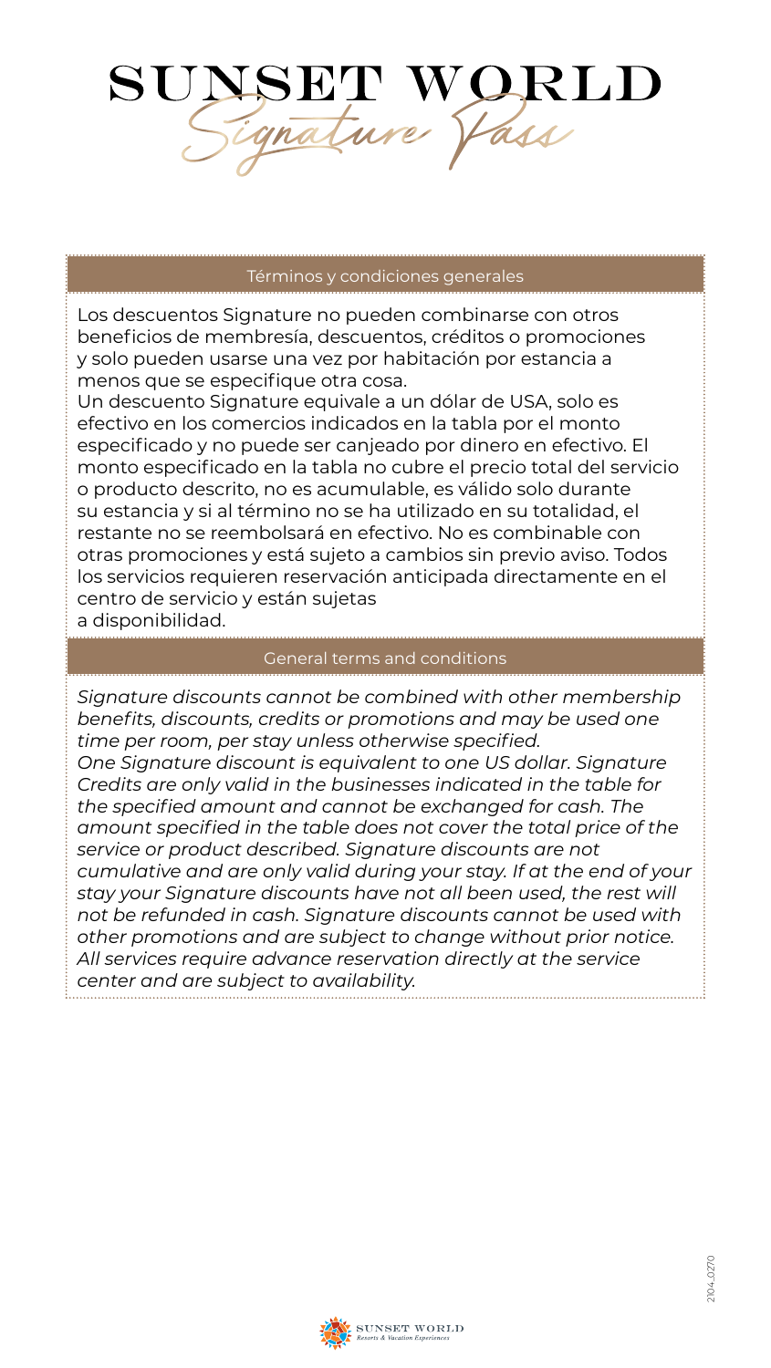# SUNSET WORLD
## *Signature Pass*

### Términos y condiciones generales

Los descuentos Signature no pueden combinarse con otros beneficios de membresía, descuentos, créditos o promociones y solo pueden usarse una vez por habitación por estancia a menos que se especifique otra cosa.
Un descuento Signature equivale a un dólar de USA, solo es efectivo en los comercios indicados en la tabla por el monto especificado y no puede ser canjeado por dinero en efectivo. El monto especificado en la tabla no cubre el precio total del servicio o producto descrito, no es acumulable, es válido solo durante su estancia y si al término no se ha utilizado en su totalidad, el restante no se reembolsará en efectivo. No es combinable con otras promociones y está sujeto a cambios sin previo aviso. Todos los servicios requieren reservación anticipada directamente en el centro de servicio y están sujetas a disponibilidad.

### General terms and conditions

*Signature discounts cannot be combined with other membership benefits, discounts, credits or promotions and may be used one time per room, per stay unless otherwise specified.*
*One Signature discount is equivalent to one US dollar. Signature Credits are only valid in the businesses indicated in the table for the specified amount and cannot be exchanged for cash. The amount specified in the table does not cover the total price of the service or product described. Signature discounts are not cumulative and are only valid during your stay. If at the end of your stay your Signature discounts have not all been used, the rest will not be refunded in cash. Signature discounts cannot be used with other promotions and are subject to change without prior notice. All services require advance reservation directly at the service center and are subject to availability.*

SUNSET WORLD
Resorts & Vacation Experiences

2104_0270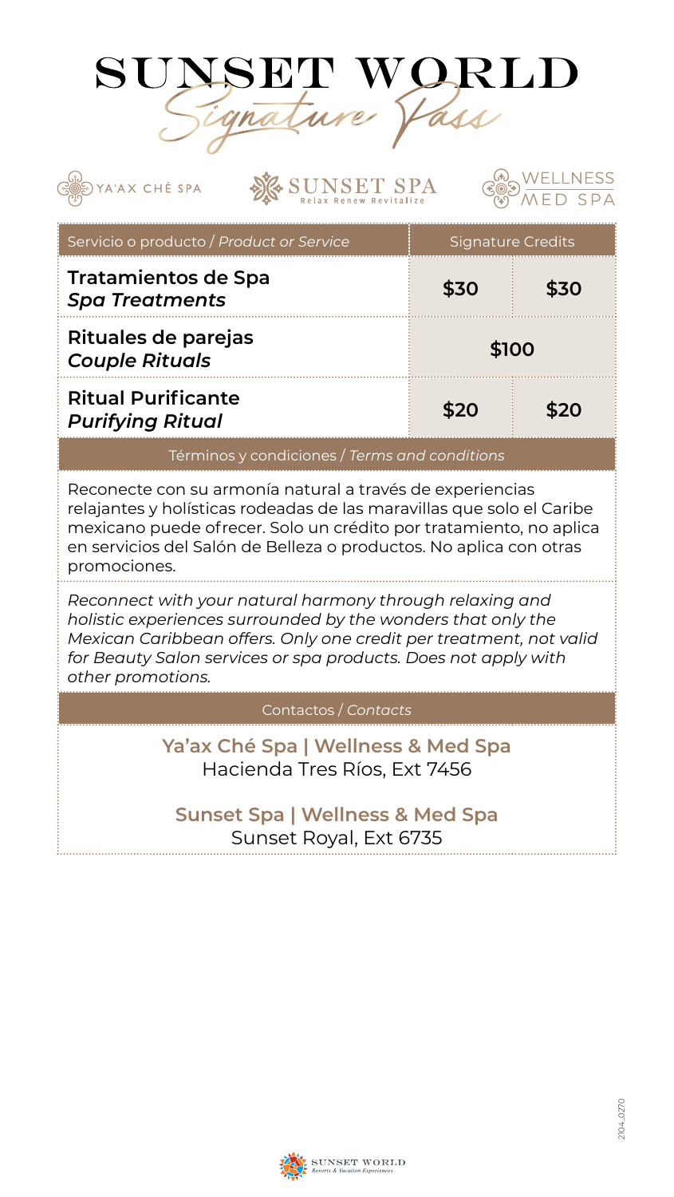# SUNSET WORLD

## Signature Pass

YA'AX CHÉ SPA | SUNSET SPA Relax Renew Revitalize | WELLNESS MED SPA

| Servicio o producto / *Product or Service* | Signature Credits | |
|---|---|---|
| **Tratamientos de Spa** ***Spa Treatments*** | **$30** | **$30** |
| **Rituales de parejas** ***Couple Rituals*** | **$100** | |
| **Ritual Purificante** ***Purifying Ritual*** | **$20** | **$20** |

### Términos y condiciones / *Terms and conditions*

Reconecte con su armonía natural a través de experiencias relajantes y holísticas rodeadas de las maravillas que solo el Caribe mexicano puede ofrecer. Solo un crédito por tratamiento, no aplica en servicios del Salón de Belleza o productos. No aplica con otras promociones.

*Reconnect with your natural harmony through relaxing and holistic experiences surrounded by the wonders that only the Mexican Caribbean offers. Only one credit per treatment, not valid for Beauty Salon services or spa products. Does not apply with other promotions.*

### Contactos / *Contacts*

**Ya'ax Ché Spa | Wellness & Med Spa**
Hacienda Tres Ríos, Ext 7456

**Sunset Spa | Wellness & Med Spa**
Sunset Royal, Ext 6735

2104_0270

SUNSET WORLD Resorts & Vacation Experiences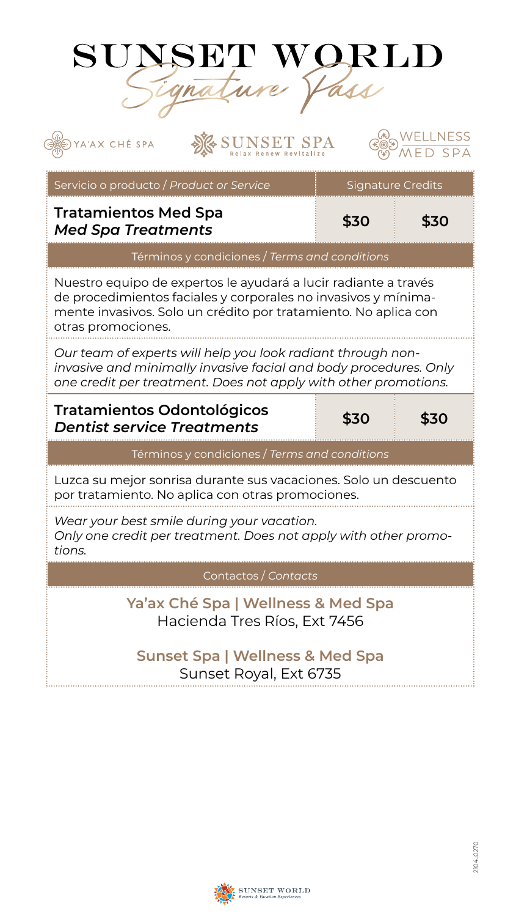# SUNSET WORLD
## *Signature Pass*

YA'AX CHÉ SPA | SUNSET SPA Relax Renew Revitalize | WELLNESS MED SPA

| Servicio o producto / *Product or Service* | Signature Credits | |
|---|---|---|
| **Tratamientos Med Spa** ***Med Spa Treatments*** | **$30** | **$30** |

**Términos y condiciones / *Terms and conditions***

Nuestro equipo de expertos le ayudará a lucir radiante a través de procedimientos faciales y corporales no invasivos y mínimamente invasivos. Solo un crédito por tratamiento. No aplica con otras promociones.

*Our team of experts will help you look radiant through non-invasive and minimally invasive facial and body procedures. Only one credit per treatment. Does not apply with other promotions.*

| Servicio o producto / *Product or Service* | Signature Credits | |
|---|---|---|
| **Tratamientos Odontológicos** ***Dentist service Treatments*** | **$30** | **$30** |

**Términos y condiciones / *Terms and conditions***

Luzca su mejor sonrisa durante sus vacaciones. Solo un descuento por tratamiento. No aplica con otras promociones.

*Wear your best smile during your vacation. Only one credit per treatment. Does not apply with other promotions.*

**Contactos / *Contacts***

**Ya'ax Ché Spa | Wellness & Med Spa**
Hacienda Tres Ríos, Ext 7456

**Sunset Spa | Wellness & Med Spa**
Sunset Royal, Ext 6735

2104_0270

SUNSET WORLD Resorts & Vacation Experiences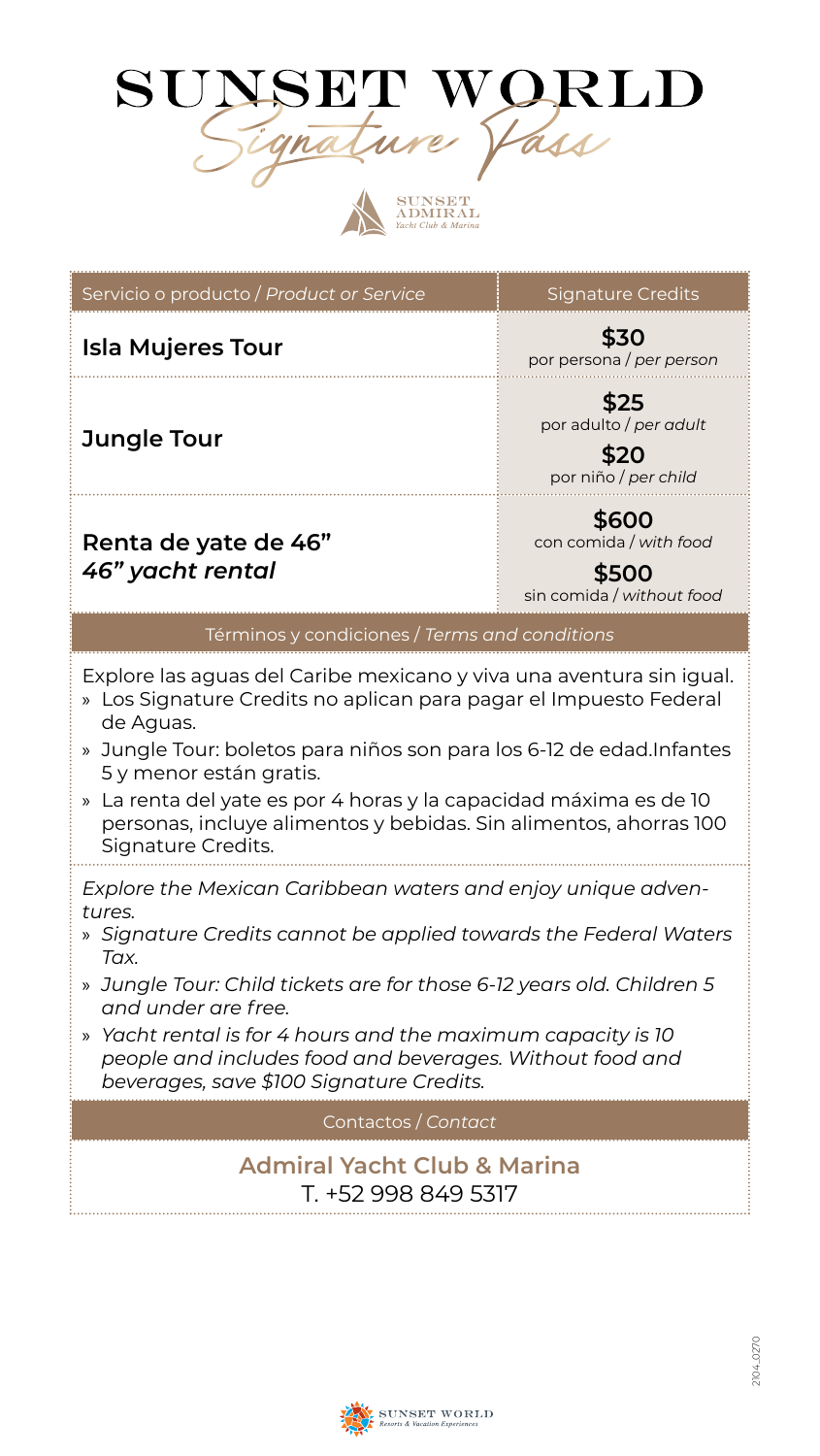# SUNSET WORLD

*Signature Pass*

SUNSET ADMIRAL
*Yacht Club & Marina*

| Servicio o producto / *Product or Service* | Signature Credits |
|---|---|
| **Isla Mujeres Tour** | **$30** por persona / *per person* |
| **Jungle Tour** | **$25** por adulto / *per adult*<br>**$20** por niño / *per child* |
| **Renta de yate de 46"**<br>***46" yacht rental*** | **$600** con comida / *with food*<br>**$500** sin comida / *without food* |

## Términos y condiciones / *Terms and conditions*

Explore las aguas del Caribe mexicano y viva una aventura sin igual.

- Los Signature Credits no aplican para pagar el Impuesto Federal de Aguas.
- Jungle Tour: boletos para niños son para los 6-12 de edad.Infantes 5 y menor están gratis.
- La renta del yate es por 4 horas y la capacidad máxima es de 10 personas, incluye alimentos y bebidas. Sin alimentos, ahorras 100 Signature Credits.

*Explore the Mexican Caribbean waters and enjoy unique adventures.*

- *Signature Credits cannot be applied towards the Federal Waters Tax.*
- *Jungle Tour: Child tickets are for those 6-12 years old. Children 5 and under are free.*
- *Yacht rental is for 4 hours and the maximum capacity is 10 people and includes food and beverages. Without food and beverages, save $100 Signature Credits.*

## Contactos / *Contact*

**Admiral Yacht Club & Marina**
T. +52 998 849 5317

2104_0270

SUNSET WORLD
*Resorts & Vacation Experiences*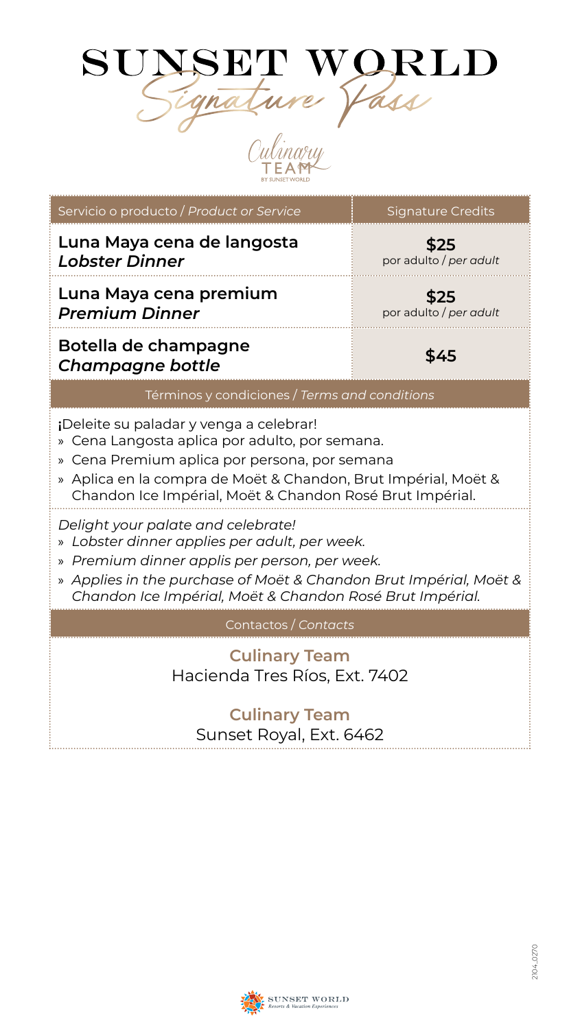# SUNSET WORLD
## *Signature Pass*

### Culinary TEAM
BY SUNSET WORLD

| Servicio o producto / *Product or Service* | Signature Credits |
| --- | --- |
| **Luna Maya cena de langosta** ***Lobster Dinner*** | **$25** por adulto / *per adult* |
| **Luna Maya cena premium** ***Premium Dinner*** | **$25** por adulto / *per adult* |
| **Botella de champagne** ***Champagne bottle*** | **$45** |

### Términos y condiciones / *Terms and conditions*

¡Deleite su paladar y venga a celebrar!

- Cena Langosta aplica por adulto, por semana.
- Cena Premium aplica por persona, por semana
- Aplica en la compra de Moët & Chandon, Brut Impérial, Moët & Chandon Ice Impérial, Moët & Chandon Rosé Brut Impérial.

*Delight your palate and celebrate!*

- *Lobster dinner applies per adult, per week.*
- *Premium dinner applis per person, per week.*
- *Applies in the purchase of Moët & Chandon Brut Impérial, Moët & Chandon Ice Impérial, Moët & Chandon Rosé Brut Impérial.*

### Contactos / *Contacts*

**Culinary Team**
Hacienda Tres Ríos, Ext. 7402

**Culinary Team**
Sunset Royal, Ext. 6462

2104_0270

SUNSET WORLD
*Resorts & Vacation Experiences*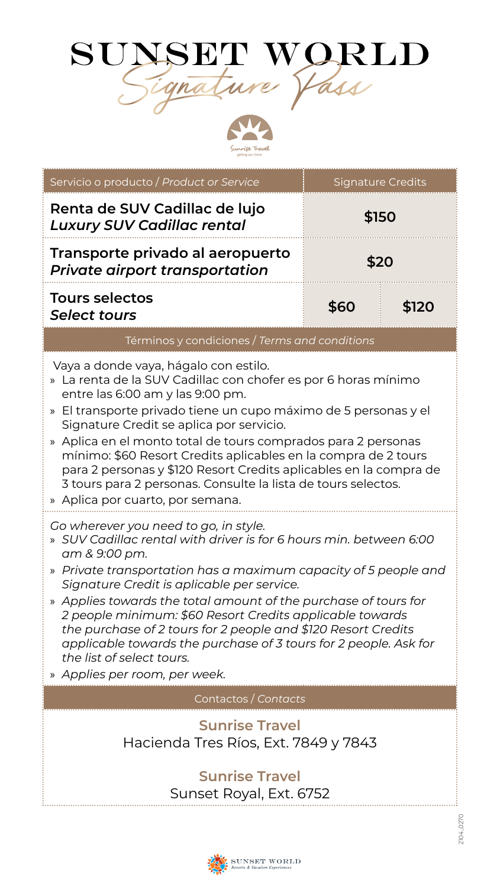# SUNSET WORLD
## *Signature Pass*

Sunrise Travel
getting you there

| Servicio o producto / *Product or Service* | Signature Credits | |
|---|---|---|
| **Renta de SUV Cadillac de lujo** ***Luxury SUV Cadillac rental*** | **$150** | |
| **Transporte privado al aeropuerto** ***Private airport transportation*** | **$20** | |
| **Tours selectos** ***Select tours*** | **$60** | **$120** |

### Términos y condiciones / *Terms and conditions*

Vaya a donde vaya, hágalo con estilo.

- » La renta de la SUV Cadillac con chofer es por 6 horas mínimo entre las 6:00 am y las 9:00 pm.
- » El transporte privado tiene un cupo máximo de 5 personas y el Signature Credit se aplica por servicio.
- » Aplica en el monto total de tours comprados para 2 personas mínimo: $60 Resort Credits aplicables en la compra de 2 tours para 2 personas y $120 Resort Credits aplicables en la compra de 3 tours para 2 personas. Consulte la lista de tours selectos.
- » Aplica por cuarto, por semana.

*Go wherever you need to go, in style.*

- » *SUV Cadillac rental with driver is for 6 hours min. between 6:00 am & 9:00 pm.*
- » *Private transportation has a maximum capacity of 5 people and Signature Credit is aplicable per service.*
- » *Applies towards the total amount of the purchase of tours for 2 people minimum: $60 Resort Credits applicable towards the purchase of 2 tours for 2 people and $120 Resort Credits applicable towards the purchase of 3 tours for 2 people. Ask for the list of select tours.*
- » *Applies per room, per week.*

### Contactos / *Contacts*

**Sunrise Travel**
Hacienda Tres Ríos, Ext. 7849 y 7843

**Sunrise Travel**
Sunset Royal, Ext. 6752

2104_0270

SUNSET WORLD
Resorts & Vacation Experiences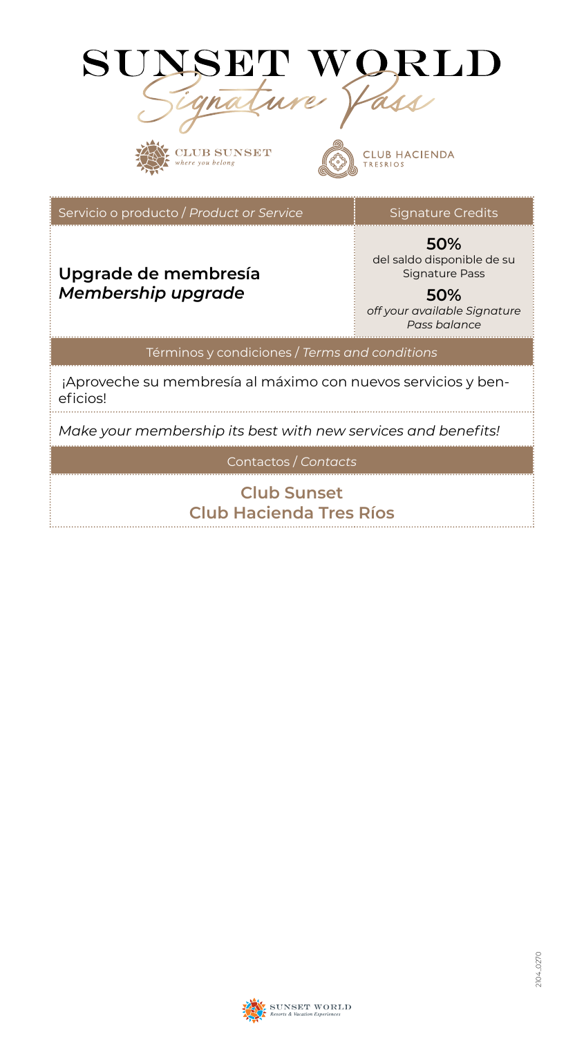# SUNSET WORLD
## Signature Pass

CLUB SUNSET
*where you belong*

CLUB HACIENDA
TRESRIOS

| Servicio o producto / *Product or Service* | Signature Credits |
| --- | --- |
| **Upgrade de membresía** *Membership upgrade* | **50%** del saldo disponible de su Signature Pass **50%** *off your available Signature Pass balance* |

| Términos y condiciones / *Terms and conditions* |
| --- |
| ¡Aproveche su membresía al máximo con nuevos servicios y beneficios! |
| *Make your membership its best with new services and benefits!* |

| Contactos / *Contacts* |
| --- |
| **Club Sunset** **Club Hacienda Tres Ríos** |

2104_0270

SUNSET WORLD
*Resorts & Vacation Experiences*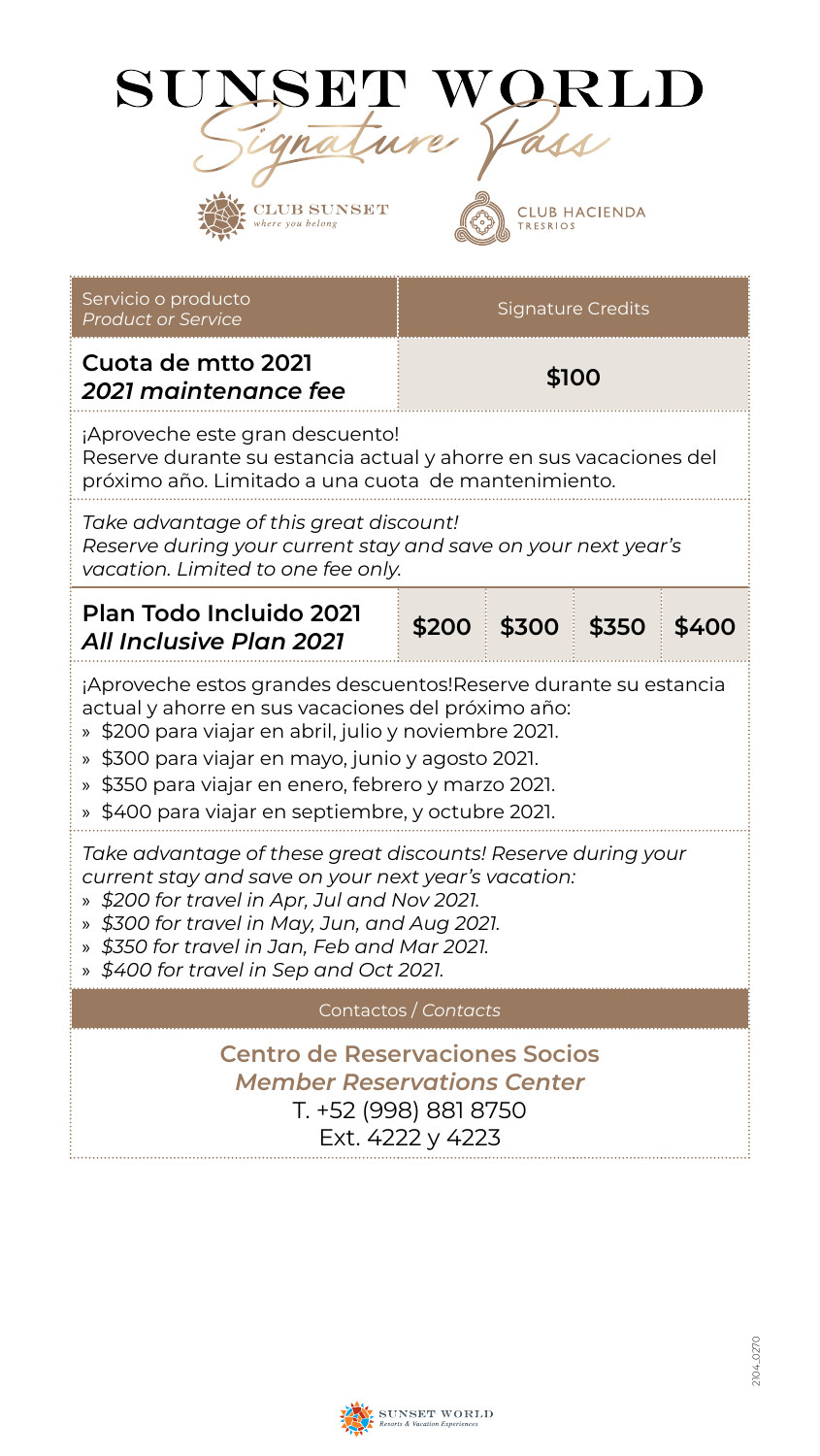# SUNSET WORLD

## Signature Pass

CLUB SUNSET
*where you belong*

CLUB HACIENDA
TRESRIOS

| Servicio o producto<br>*Product or Service* | Signature Credits | | | |
|---|---|---|---|---|
| **Cuota de mtto 2021**<br>***2021 maintenance fee*** | **$100** | | | |

¡Aproveche este gran descuento!
Reserve durante su estancia actual y ahorre en sus vacaciones del próximo año. Limitado a una cuota de mantenimiento.

*Take advantage of this great discount!*
*Reserve during your current stay and save on your next year's vacation. Limited to one fee only.*

| | | | | |
|---|---|---|---|---|
| **Plan Todo Incluido 2021**<br>***All Inclusive Plan 2021*** | **$200** | **$300** | **$350** | **$400** |

¡Aproveche estos grandes descuentos!Reserve durante su estancia actual y ahorre en sus vacaciones del próximo año:

- $200 para viajar en abril, julio y noviembre 2021.
- $300 para viajar en mayo, junio y agosto 2021.
- $350 para viajar en enero, febrero y marzo 2021.
- $400 para viajar en septiembre, y octubre 2021.

*Take advantage of these great discounts! Reserve during your current stay and save on your next year's vacation:*

- *$200 for travel in Apr, Jul and Nov 2021.*
- *$300 for travel in May, Jun, and Aug 2021.*
- *$350 for travel in Jan, Feb and Mar 2021.*
- *$400 for travel in Sep and Oct 2021.*

Contactos / *Contacts*

**Centro de Reservaciones Socios**
***Member Reservations Center***
T. +52 (998) 881 8750
Ext. 4222 y 4223

2104_0270

SUNSET WORLD
*Resorts & Vacation Experiences*